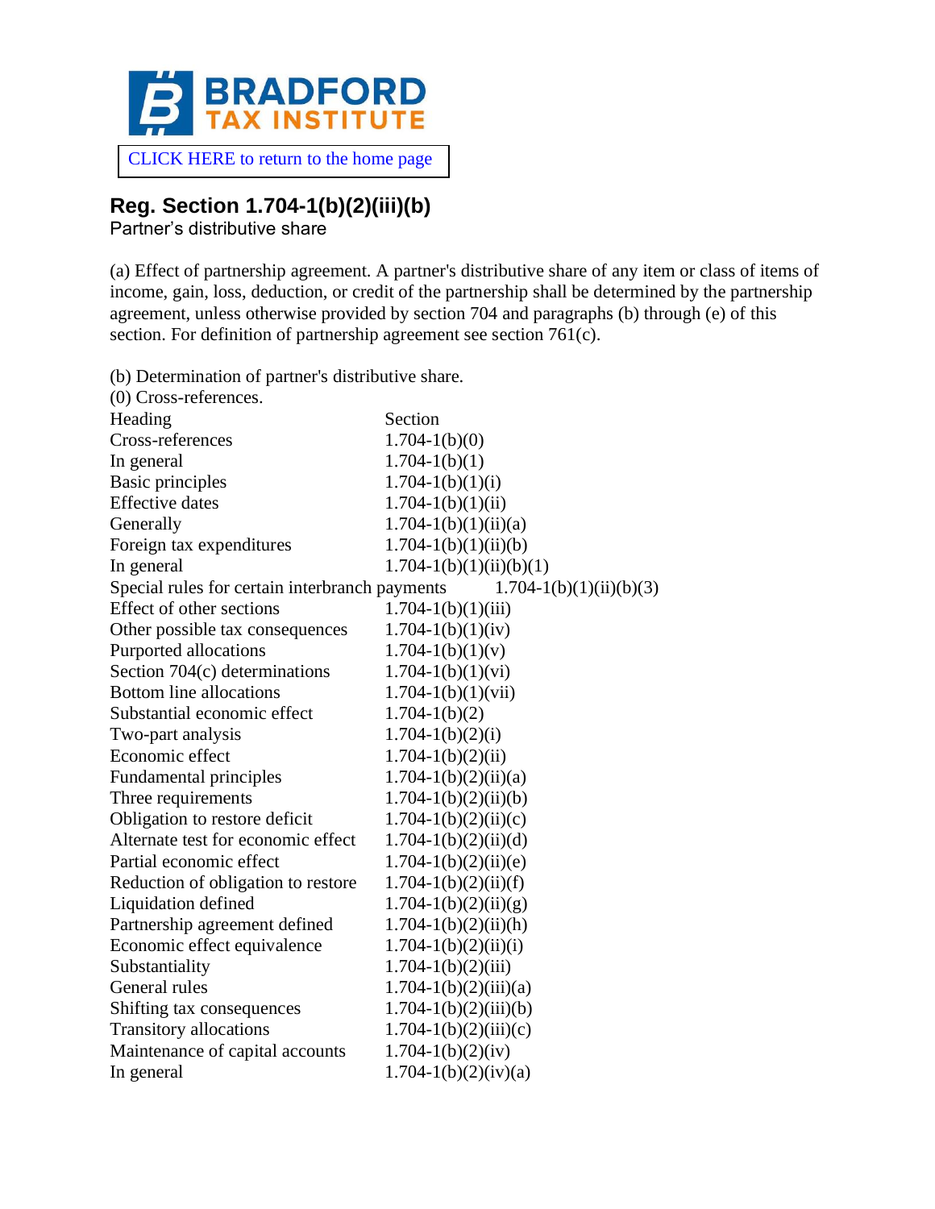BRADFORD TAX INSTITUTE

CLICK HERE to return to the home page

## Reg. Section 1.704-1(b)(2)(iii)(b)

Partner's distributive share

(a) Effect of partnership agreement. A partner's distributive share of any item or class of items of income, gain, loss, deduction, or credit of the partnership shall be determined by the partnership agreement, unless otherwise provided by section 704 and paragraphs (b) through (e) of this section. For definition of partnership agreement see section 761(c).

(b) Determination of partner's distributive share.

(0) Cross-references.

| Heading | Section |
|---|---|
| Cross-references | 1.704-1(b)(0) |
| In general | 1.704-1(b)(1) |
| Basic principles | 1.704-1(b)(1)(i) |
| Effective dates | 1.704-1(b)(1)(ii) |
| Generally | 1.704-1(b)(1)(ii)(a) |
| Foreign tax expenditures | 1.704-1(b)(1)(ii)(b) |
| In general | 1.704-1(b)(1)(ii)(b)(1) |
| Special rules for certain interbranch payments | 1.704-1(b)(1)(ii)(b)(3) |
| Effect of other sections | 1.704-1(b)(1)(iii) |
| Other possible tax consequences | 1.704-1(b)(1)(iv) |
| Purported allocations | 1.704-1(b)(1)(v) |
| Section 704(c) determinations | 1.704-1(b)(1)(vi) |
| Bottom line allocations | 1.704-1(b)(1)(vii) |
| Substantial economic effect | 1.704-1(b)(2) |
| Two-part analysis | 1.704-1(b)(2)(i) |
| Economic effect | 1.704-1(b)(2)(ii) |
| Fundamental principles | 1.704-1(b)(2)(ii)(a) |
| Three requirements | 1.704-1(b)(2)(ii)(b) |
| Obligation to restore deficit | 1.704-1(b)(2)(ii)(c) |
| Alternate test for economic effect | 1.704-1(b)(2)(ii)(d) |
| Partial economic effect | 1.704-1(b)(2)(ii)(e) |
| Reduction of obligation to restore | 1.704-1(b)(2)(ii)(f) |
| Liquidation defined | 1.704-1(b)(2)(ii)(g) |
| Partnership agreement defined | 1.704-1(b)(2)(ii)(h) |
| Economic effect equivalence | 1.704-1(b)(2)(ii)(i) |
| Substantiality | 1.704-1(b)(2)(iii) |
| General rules | 1.704-1(b)(2)(iii)(a) |
| Shifting tax consequences | 1.704-1(b)(2)(iii)(b) |
| Transitory allocations | 1.704-1(b)(2)(iii)(c) |
| Maintenance of capital accounts | 1.704-1(b)(2)(iv) |
| In general | 1.704-1(b)(2)(iv)(a) |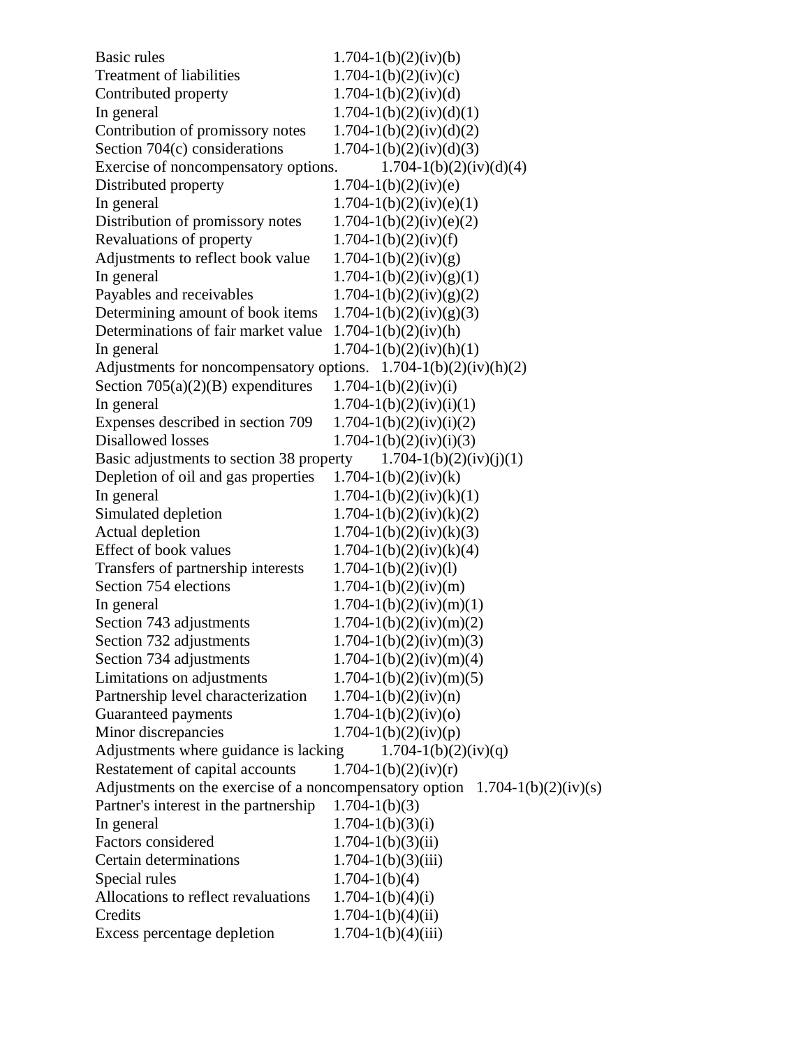| | |
|---|---|
| Basic rules | 1.704-1(b)(2)(iv)(b) |
| Treatment of liabilities | 1.704-1(b)(2)(iv)(c) |
| Contributed property | 1.704-1(b)(2)(iv)(d) |
| In general | 1.704-1(b)(2)(iv)(d)(1) |
| Contribution of promissory notes | 1.704-1(b)(2)(iv)(d)(2) |
| Section 704(c) considerations | 1.704-1(b)(2)(iv)(d)(3) |
| Exercise of noncompensatory options. | 1.704-1(b)(2)(iv)(d)(4) |
| Distributed property | 1.704-1(b)(2)(iv)(e) |
| In general | 1.704-1(b)(2)(iv)(e)(1) |
| Distribution of promissory notes | 1.704-1(b)(2)(iv)(e)(2) |
| Revaluations of property | 1.704-1(b)(2)(iv)(f) |
| Adjustments to reflect book value | 1.704-1(b)(2)(iv)(g) |
| In general | 1.704-1(b)(2)(iv)(g)(1) |
| Payables and receivables | 1.704-1(b)(2)(iv)(g)(2) |
| Determining amount of book items | 1.704-1(b)(2)(iv)(g)(3) |
| Determinations of fair market value | 1.704-1(b)(2)(iv)(h) |
| In general | 1.704-1(b)(2)(iv)(h)(1) |
| Adjustments for noncompensatory options. | 1.704-1(b)(2)(iv)(h)(2) |
| Section 705(a)(2)(B) expenditures | 1.704-1(b)(2)(iv)(i) |
| In general | 1.704-1(b)(2)(iv)(i)(1) |
| Expenses described in section 709 | 1.704-1(b)(2)(iv)(i)(2) |
| Disallowed losses | 1.704-1(b)(2)(iv)(i)(3) |
| Basic adjustments to section 38 property | 1.704-1(b)(2)(iv)(j)(1) |
| Depletion of oil and gas properties | 1.704-1(b)(2)(iv)(k) |
| In general | 1.704-1(b)(2)(iv)(k)(1) |
| Simulated depletion | 1.704-1(b)(2)(iv)(k)(2) |
| Actual depletion | 1.704-1(b)(2)(iv)(k)(3) |
| Effect of book values | 1.704-1(b)(2)(iv)(k)(4) |
| Transfers of partnership interests | 1.704-1(b)(2)(iv)(l) |
| Section 754 elections | 1.704-1(b)(2)(iv)(m) |
| In general | 1.704-1(b)(2)(iv)(m)(1) |
| Section 743 adjustments | 1.704-1(b)(2)(iv)(m)(2) |
| Section 732 adjustments | 1.704-1(b)(2)(iv)(m)(3) |
| Section 734 adjustments | 1.704-1(b)(2)(iv)(m)(4) |
| Limitations on adjustments | 1.704-1(b)(2)(iv)(m)(5) |
| Partnership level characterization | 1.704-1(b)(2)(iv)(n) |
| Guaranteed payments | 1.704-1(b)(2)(iv)(o) |
| Minor discrepancies | 1.704-1(b)(2)(iv)(p) |
| Adjustments where guidance is lacking | 1.704-1(b)(2)(iv)(q) |
| Restatement of capital accounts | 1.704-1(b)(2)(iv)(r) |
| Adjustments on the exercise of a noncompensatory option | 1.704-1(b)(2)(iv)(s) |
| Partner's interest in the partnership | 1.704-1(b)(3) |
| In general | 1.704-1(b)(3)(i) |
| Factors considered | 1.704-1(b)(3)(ii) |
| Certain determinations | 1.704-1(b)(3)(iii) |
| Special rules | 1.704-1(b)(4) |
| Allocations to reflect revaluations | 1.704-1(b)(4)(i) |
| Credits | 1.704-1(b)(4)(ii) |
| Excess percentage depletion | 1.704-1(b)(4)(iii) |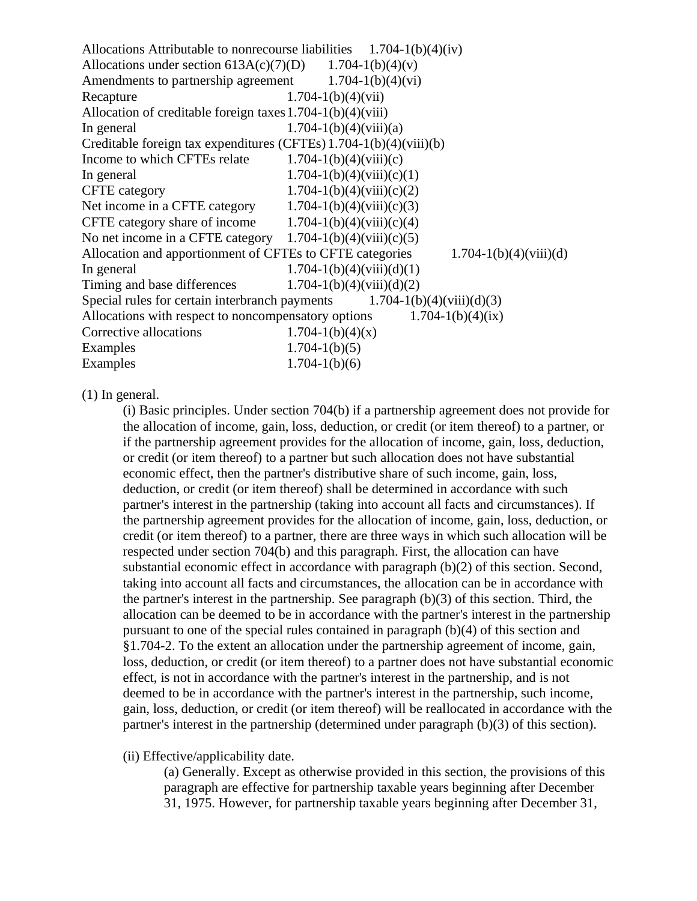| | |
|---|---|
| Allocations Attributable to nonrecourse liabilities | 1.704-1(b)(4)(iv) |
| Allocations under section 613A(c)(7)(D) | 1.704-1(b)(4)(v) |
| Amendments to partnership agreement | 1.704-1(b)(4)(vi) |
| Recapture | 1.704-1(b)(4)(vii) |
| Allocation of creditable foreign taxes | 1.704-1(b)(4)(viii) |
| In general | 1.704-1(b)(4)(viii)(a) |
| Creditable foreign tax expenditures (CFTEs) | 1.704-1(b)(4)(viii)(b) |
| Income to which CFTEs relate | 1.704-1(b)(4)(viii)(c) |
| In general | 1.704-1(b)(4)(viii)(c)(1) |
| CFTE category | 1.704-1(b)(4)(viii)(c)(2) |
| Net income in a CFTE category | 1.704-1(b)(4)(viii)(c)(3) |
| CFTE category share of income | 1.704-1(b)(4)(viii)(c)(4) |
| No net income in a CFTE category | 1.704-1(b)(4)(viii)(c)(5) |
| Allocation and apportionment of CFTEs to CFTE categories | 1.704-1(b)(4)(viii)(d) |
| In general | 1.704-1(b)(4)(viii)(d)(1) |
| Timing and base differences | 1.704-1(b)(4)(viii)(d)(2) |
| Special rules for certain interbranch payments | 1.704-1(b)(4)(viii)(d)(3) |
| Allocations with respect to noncompensatory options | 1.704-1(b)(4)(ix) |
| Corrective allocations | 1.704-1(b)(4)(x) |
| Examples | 1.704-1(b)(5) |
| Examples | 1.704-1(b)(6) |

(1) In general.

(i) Basic principles. Under section 704(b) if a partnership agreement does not provide for the allocation of income, gain, loss, deduction, or credit (or item thereof) to a partner, or if the partnership agreement provides for the allocation of income, gain, loss, deduction, or credit (or item thereof) to a partner but such allocation does not have substantial economic effect, then the partner's distributive share of such income, gain, loss, deduction, or credit (or item thereof) shall be determined in accordance with such partner's interest in the partnership (taking into account all facts and circumstances). If the partnership agreement provides for the allocation of income, gain, loss, deduction, or credit (or item thereof) to a partner, there are three ways in which such allocation will be respected under section 704(b) and this paragraph. First, the allocation can have substantial economic effect in accordance with paragraph (b)(2) of this section. Second, taking into account all facts and circumstances, the allocation can be in accordance with the partner's interest in the partnership. See paragraph (b)(3) of this section. Third, the allocation can be deemed to be in accordance with the partner's interest in the partnership pursuant to one of the special rules contained in paragraph (b)(4) of this section and §1.704-2. To the extent an allocation under the partnership agreement of income, gain, loss, deduction, or credit (or item thereof) to a partner does not have substantial economic effect, is not in accordance with the partner's interest in the partnership, and is not deemed to be in accordance with the partner's interest in the partnership, such income, gain, loss, deduction, or credit (or item thereof) will be reallocated in accordance with the partner's interest in the partnership (determined under paragraph (b)(3) of this section).

(ii) Effective/applicability date.

(a) Generally. Except as otherwise provided in this section, the provisions of this paragraph are effective for partnership taxable years beginning after December 31, 1975. However, for partnership taxable years beginning after December 31,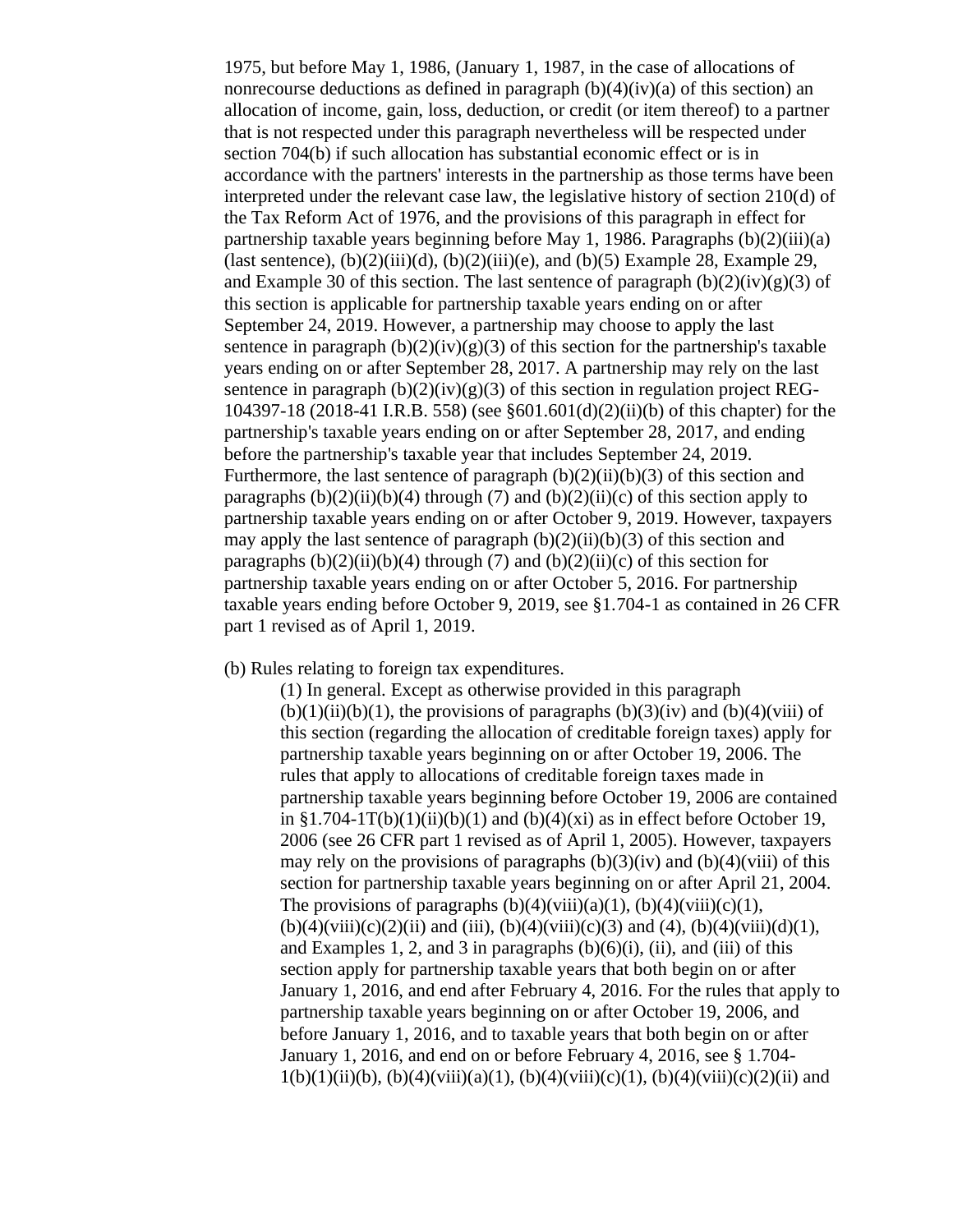1975, but before May 1, 1986, (January 1, 1987, in the case of allocations of nonrecourse deductions as defined in paragraph (b)(4)(iv)(a) of this section) an allocation of income, gain, loss, deduction, or credit (or item thereof) to a partner that is not respected under this paragraph nevertheless will be respected under section 704(b) if such allocation has substantial economic effect or is in accordance with the partners' interests in the partnership as those terms have been interpreted under the relevant case law, the legislative history of section 210(d) of the Tax Reform Act of 1976, and the provisions of this paragraph in effect for partnership taxable years beginning before May 1, 1986. Paragraphs (b)(2)(iii)(a) (last sentence), (b)(2)(iii)(d), (b)(2)(iii)(e), and (b)(5) Example 28, Example 29, and Example 30 of this section. The last sentence of paragraph (b)(2)(iv)(g)(3) of this section is applicable for partnership taxable years ending on or after September 24, 2019. However, a partnership may choose to apply the last sentence in paragraph (b)(2)(iv)(g)(3) of this section for the partnership's taxable years ending on or after September 28, 2017. A partnership may rely on the last sentence in paragraph (b)(2)(iv)(g)(3) of this section in regulation project REG-104397-18 (2018-41 I.R.B. 558) (see §601.601(d)(2)(ii)(b) of this chapter) for the partnership's taxable years ending on or after September 28, 2017, and ending before the partnership's taxable year that includes September 24, 2019. Furthermore, the last sentence of paragraph (b)(2)(ii)(b)(3) of this section and paragraphs (b)(2)(ii)(b)(4) through (7) and (b)(2)(ii)(c) of this section apply to partnership taxable years ending on or after October 9, 2019. However, taxpayers may apply the last sentence of paragraph (b)(2)(ii)(b)(3) of this section and paragraphs (b)(2)(ii)(b)(4) through (7) and (b)(2)(ii)(c) of this section for partnership taxable years ending on or after October 5, 2016. For partnership taxable years ending before October 9, 2019, see §1.704-1 as contained in 26 CFR part 1 revised as of April 1, 2019.

(b) Rules relating to foreign tax expenditures.

(1) In general. Except as otherwise provided in this paragraph (b)(1)(ii)(b)(1), the provisions of paragraphs (b)(3)(iv) and (b)(4)(viii) of this section (regarding the allocation of creditable foreign taxes) apply for partnership taxable years beginning on or after October 19, 2006. The rules that apply to allocations of creditable foreign taxes made in partnership taxable years beginning before October 19, 2006 are contained in §1.704-1T(b)(1)(ii)(b)(1) and (b)(4)(xi) as in effect before October 19, 2006 (see 26 CFR part 1 revised as of April 1, 2005). However, taxpayers may rely on the provisions of paragraphs (b)(3)(iv) and (b)(4)(viii) of this section for partnership taxable years beginning on or after April 21, 2004. The provisions of paragraphs (b)(4)(viii)(a)(1), (b)(4)(viii)(c)(1), (b)(4)(viii)(c)(2)(ii) and (iii), (b)(4)(viii)(c)(3) and (4), (b)(4)(viii)(d)(1), and Examples 1, 2, and 3 in paragraphs (b)(6)(i), (ii), and (iii) of this section apply for partnership taxable years that both begin on or after January 1, 2016, and end after February 4, 2016. For the rules that apply to partnership taxable years beginning on or after October 19, 2006, and before January 1, 2016, and to taxable years that both begin on or after January 1, 2016, and end on or before February 4, 2016, see § 1.704-1(b)(1)(ii)(b), (b)(4)(viii)(a)(1), (b)(4)(viii)(c)(1), (b)(4)(viii)(c)(2)(ii) and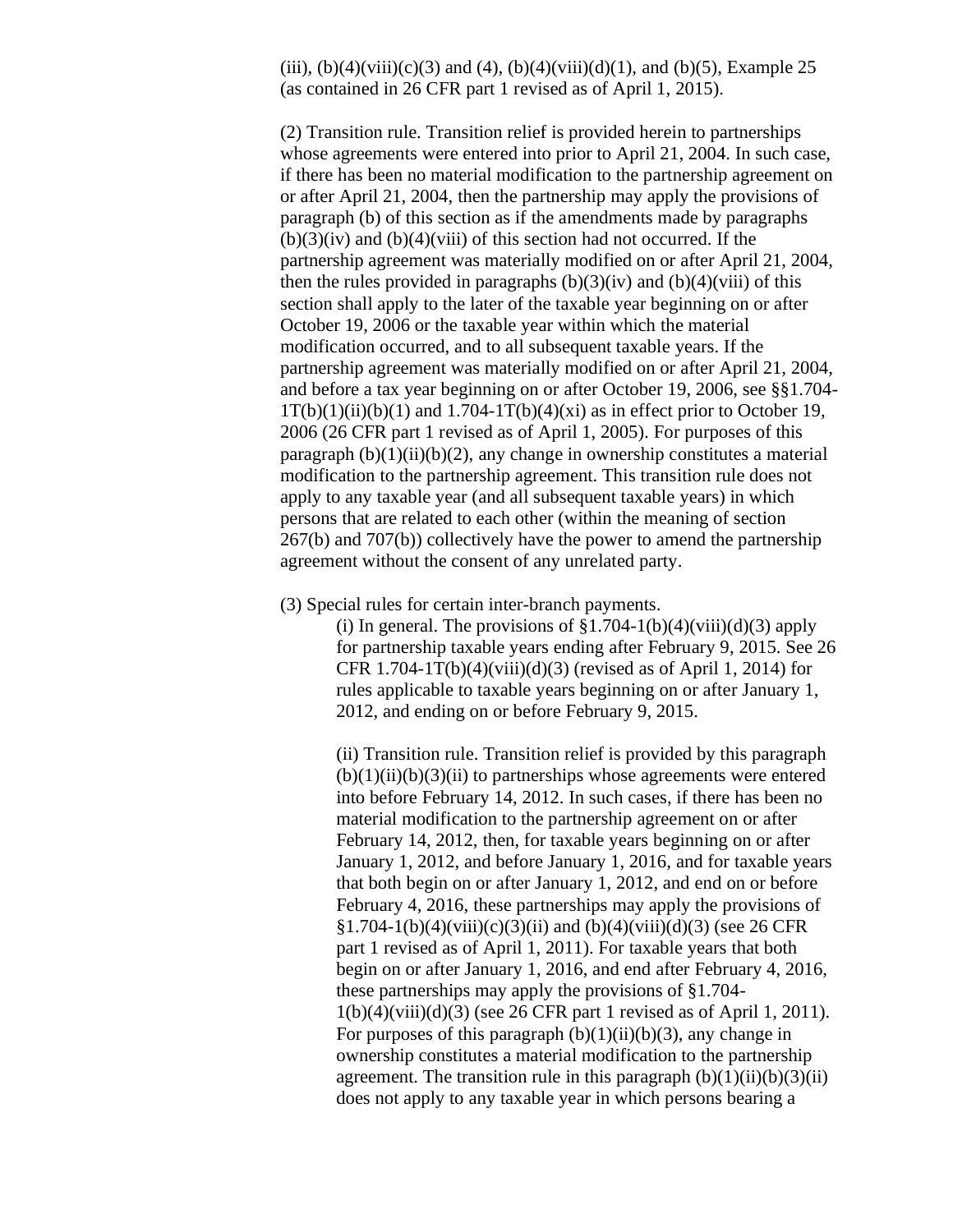(iii), (b)(4)(viii)(c)(3) and (4), (b)(4)(viii)(d)(1), and (b)(5), Example 25 (as contained in 26 CFR part 1 revised as of April 1, 2015).

(2) Transition rule. Transition relief is provided herein to partnerships whose agreements were entered into prior to April 21, 2004. In such case, if there has been no material modification to the partnership agreement on or after April 21, 2004, then the partnership may apply the provisions of paragraph (b) of this section as if the amendments made by paragraphs (b)(3)(iv) and (b)(4)(viii) of this section had not occurred. If the partnership agreement was materially modified on or after April 21, 2004, then the rules provided in paragraphs (b)(3)(iv) and (b)(4)(viii) of this section shall apply to the later of the taxable year beginning on or after October 19, 2006 or the taxable year within which the material modification occurred, and to all subsequent taxable years. If the partnership agreement was materially modified on or after April 21, 2004, and before a tax year beginning on or after October 19, 2006, see §§1.704-1T(b)(1)(ii)(b)(1) and 1.704-1T(b)(4)(xi) as in effect prior to October 19, 2006 (26 CFR part 1 revised as of April 1, 2005). For purposes of this paragraph (b)(1)(ii)(b)(2), any change in ownership constitutes a material modification to the partnership agreement. This transition rule does not apply to any taxable year (and all subsequent taxable years) in which persons that are related to each other (within the meaning of section 267(b) and 707(b)) collectively have the power to amend the partnership agreement without the consent of any unrelated party.

(3) Special rules for certain inter-branch payments.

(i) In general. The provisions of §1.704-1(b)(4)(viii)(d)(3) apply for partnership taxable years ending after February 9, 2015. See 26 CFR 1.704-1T(b)(4)(viii)(d)(3) (revised as of April 1, 2014) for rules applicable to taxable years beginning on or after January 1, 2012, and ending on or before February 9, 2015.

(ii) Transition rule. Transition relief is provided by this paragraph (b)(1)(ii)(b)(3)(ii) to partnerships whose agreements were entered into before February 14, 2012. In such cases, if there has been no material modification to the partnership agreement on or after February 14, 2012, then, for taxable years beginning on or after January 1, 2012, and before January 1, 2016, and for taxable years that both begin on or after January 1, 2012, and end on or before February 4, 2016, these partnerships may apply the provisions of §1.704-1(b)(4)(viii)(c)(3)(ii) and (b)(4)(viii)(d)(3) (see 26 CFR part 1 revised as of April 1, 2011). For taxable years that both begin on or after January 1, 2016, and end after February 4, 2016, these partnerships may apply the provisions of §1.704-1(b)(4)(viii)(d)(3) (see 26 CFR part 1 revised as of April 1, 2011). For purposes of this paragraph (b)(1)(ii)(b)(3), any change in ownership constitutes a material modification to the partnership agreement. The transition rule in this paragraph (b)(1)(ii)(b)(3)(ii) does not apply to any taxable year in which persons bearing a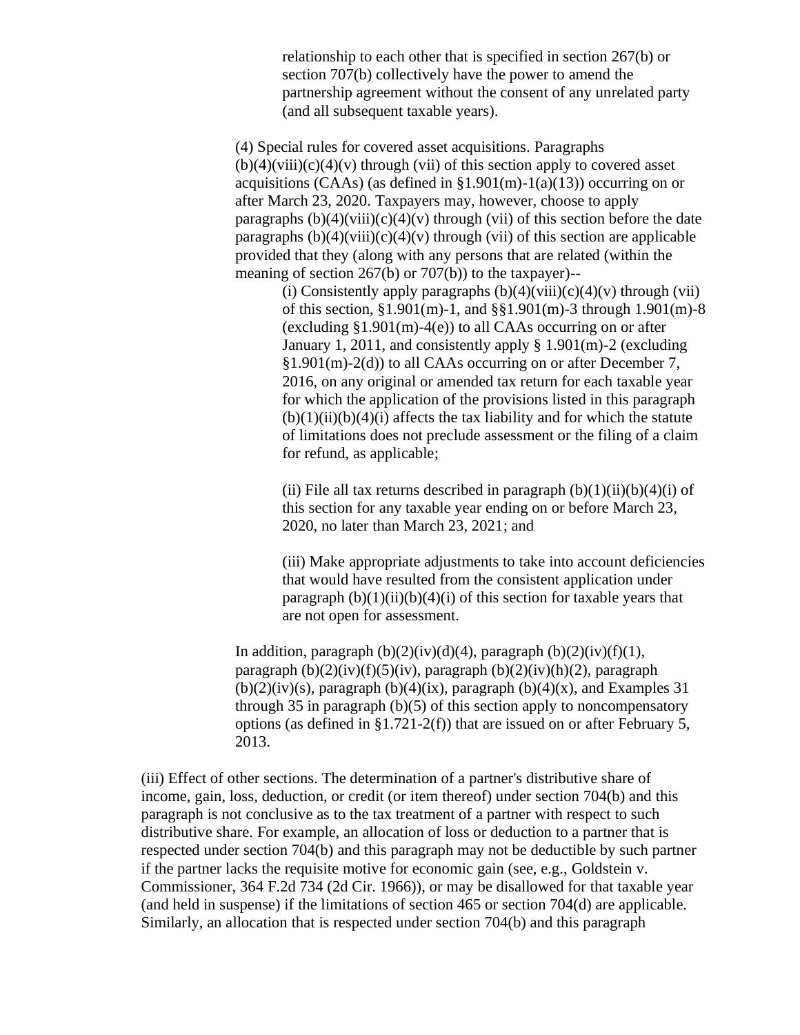relationship to each other that is specified in section 267(b) or section 707(b) collectively have the power to amend the partnership agreement without the consent of any unrelated party (and all subsequent taxable years).

(4) Special rules for covered asset acquisitions. Paragraphs (b)(4)(viii)(c)(4)(v) through (vii) of this section apply to covered asset acquisitions (CAAs) (as defined in §1.901(m)-1(a)(13)) occurring on or after March 23, 2020. Taxpayers may, however, choose to apply paragraphs (b)(4)(viii)(c)(4)(v) through (vii) of this section before the date paragraphs (b)(4)(viii)(c)(4)(v) through (vii) of this section are applicable provided that they (along with any persons that are related (within the meaning of section 267(b) or 707(b)) to the taxpayer)--

(i) Consistently apply paragraphs (b)(4)(viii)(c)(4)(v) through (vii) of this section, §1.901(m)-1, and §§1.901(m)-3 through 1.901(m)-8 (excluding §1.901(m)-4(e)) to all CAAs occurring on or after January 1, 2011, and consistently apply § 1.901(m)-2 (excluding §1.901(m)-2(d)) to all CAAs occurring on or after December 7, 2016, on any original or amended tax return for each taxable year for which the application of the provisions listed in this paragraph (b)(1)(ii)(b)(4)(i) affects the tax liability and for which the statute of limitations does not preclude assessment or the filing of a claim for refund, as applicable;

(ii) File all tax returns described in paragraph (b)(1)(ii)(b)(4)(i) of this section for any taxable year ending on or before March 23, 2020, no later than March 23, 2021; and

(iii) Make appropriate adjustments to take into account deficiencies that would have resulted from the consistent application under paragraph (b)(1)(ii)(b)(4)(i) of this section for taxable years that are not open for assessment.

In addition, paragraph (b)(2)(iv)(d)(4), paragraph (b)(2)(iv)(f)(1), paragraph (b)(2)(iv)(f)(5)(iv), paragraph (b)(2)(iv)(h)(2), paragraph (b)(2)(iv)(s), paragraph (b)(4)(ix), paragraph (b)(4)(x), and Examples 31 through 35 in paragraph (b)(5) of this section apply to noncompensatory options (as defined in §1.721-2(f)) that are issued on or after February 5, 2013.

(iii) Effect of other sections. The determination of a partner's distributive share of income, gain, loss, deduction, or credit (or item thereof) under section 704(b) and this paragraph is not conclusive as to the tax treatment of a partner with respect to such distributive share. For example, an allocation of loss or deduction to a partner that is respected under section 704(b) and this paragraph may not be deductible by such partner if the partner lacks the requisite motive for economic gain (see, e.g., Goldstein v. Commissioner, 364 F.2d 734 (2d Cir. 1966)), or may be disallowed for that taxable year (and held in suspense) if the limitations of section 465 or section 704(d) are applicable. Similarly, an allocation that is respected under section 704(b) and this paragraph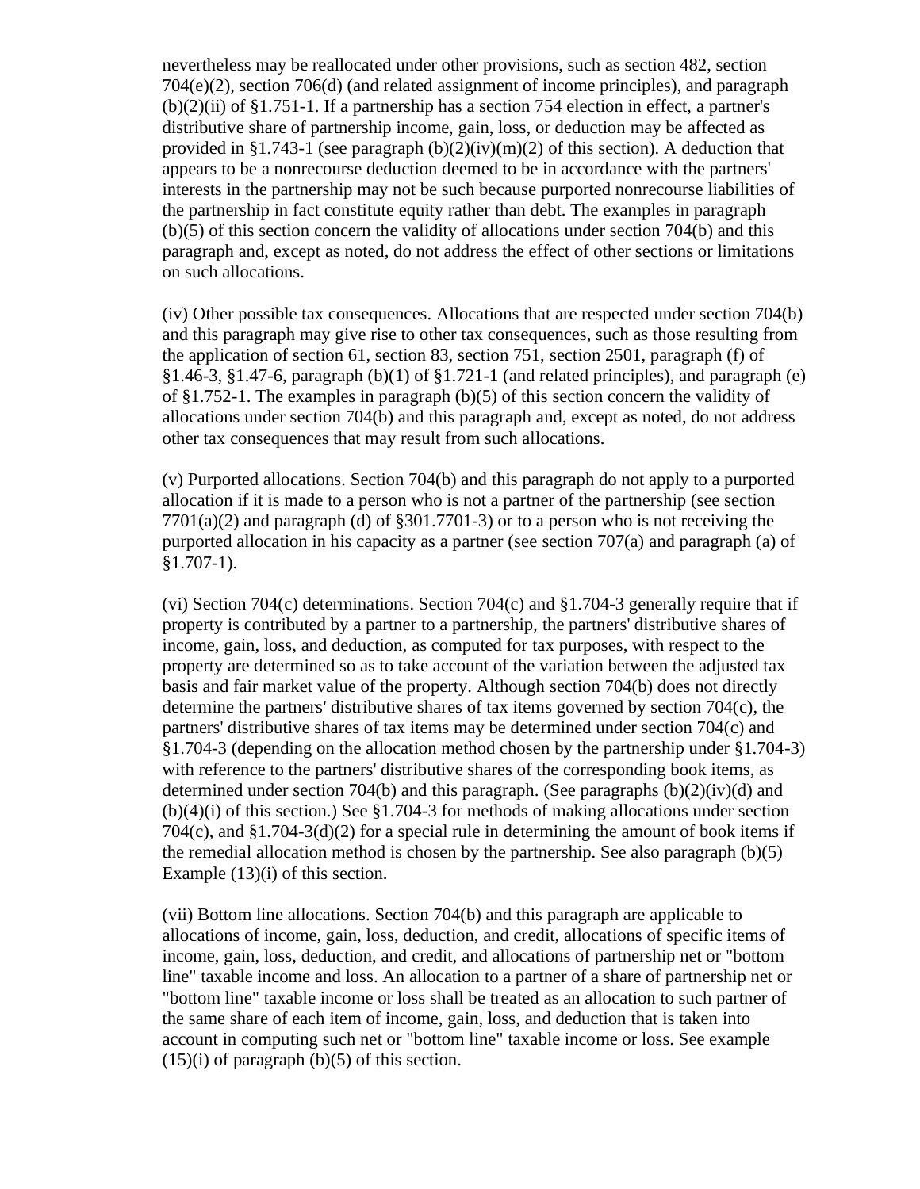nevertheless may be reallocated under other provisions, such as section 482, section 704(e)(2), section 706(d) (and related assignment of income principles), and paragraph (b)(2)(ii) of §1.751-1. If a partnership has a section 754 election in effect, a partner's distributive share of partnership income, gain, loss, or deduction may be affected as provided in §1.743-1 (see paragraph (b)(2)(iv)(m)(2) of this section). A deduction that appears to be a nonrecourse deduction deemed to be in accordance with the partners' interests in the partnership may not be such because purported nonrecourse liabilities of the partnership in fact constitute equity rather than debt. The examples in paragraph (b)(5) of this section concern the validity of allocations under section 704(b) and this paragraph and, except as noted, do not address the effect of other sections or limitations on such allocations.

(iv) Other possible tax consequences. Allocations that are respected under section 704(b) and this paragraph may give rise to other tax consequences, such as those resulting from the application of section 61, section 83, section 751, section 2501, paragraph (f) of §1.46-3, §1.47-6, paragraph (b)(1) of §1.721-1 (and related principles), and paragraph (e) of §1.752-1. The examples in paragraph (b)(5) of this section concern the validity of allocations under section 704(b) and this paragraph and, except as noted, do not address other tax consequences that may result from such allocations.

(v) Purported allocations. Section 704(b) and this paragraph do not apply to a purported allocation if it is made to a person who is not a partner of the partnership (see section 7701(a)(2) and paragraph (d) of §301.7701-3) or to a person who is not receiving the purported allocation in his capacity as a partner (see section 707(a) and paragraph (a) of §1.707-1).

(vi) Section 704(c) determinations. Section 704(c) and §1.704-3 generally require that if property is contributed by a partner to a partnership, the partners' distributive shares of income, gain, loss, and deduction, as computed for tax purposes, with respect to the property are determined so as to take account of the variation between the adjusted tax basis and fair market value of the property. Although section 704(b) does not directly determine the partners' distributive shares of tax items governed by section 704(c), the partners' distributive shares of tax items may be determined under section 704(c) and §1.704-3 (depending on the allocation method chosen by the partnership under §1.704-3) with reference to the partners' distributive shares of the corresponding book items, as determined under section 704(b) and this paragraph. (See paragraphs (b)(2)(iv)(d) and (b)(4)(i) of this section.) See §1.704-3 for methods of making allocations under section 704(c), and §1.704-3(d)(2) for a special rule in determining the amount of book items if the remedial allocation method is chosen by the partnership. See also paragraph (b)(5) Example (13)(i) of this section.

(vii) Bottom line allocations. Section 704(b) and this paragraph are applicable to allocations of income, gain, loss, deduction, and credit, allocations of specific items of income, gain, loss, deduction, and credit, and allocations of partnership net or "bottom line" taxable income and loss. An allocation to a partner of a share of partnership net or "bottom line" taxable income or loss shall be treated as an allocation to such partner of the same share of each item of income, gain, loss, and deduction that is taken into account in computing such net or "bottom line" taxable income or loss. See example (15)(i) of paragraph (b)(5) of this section.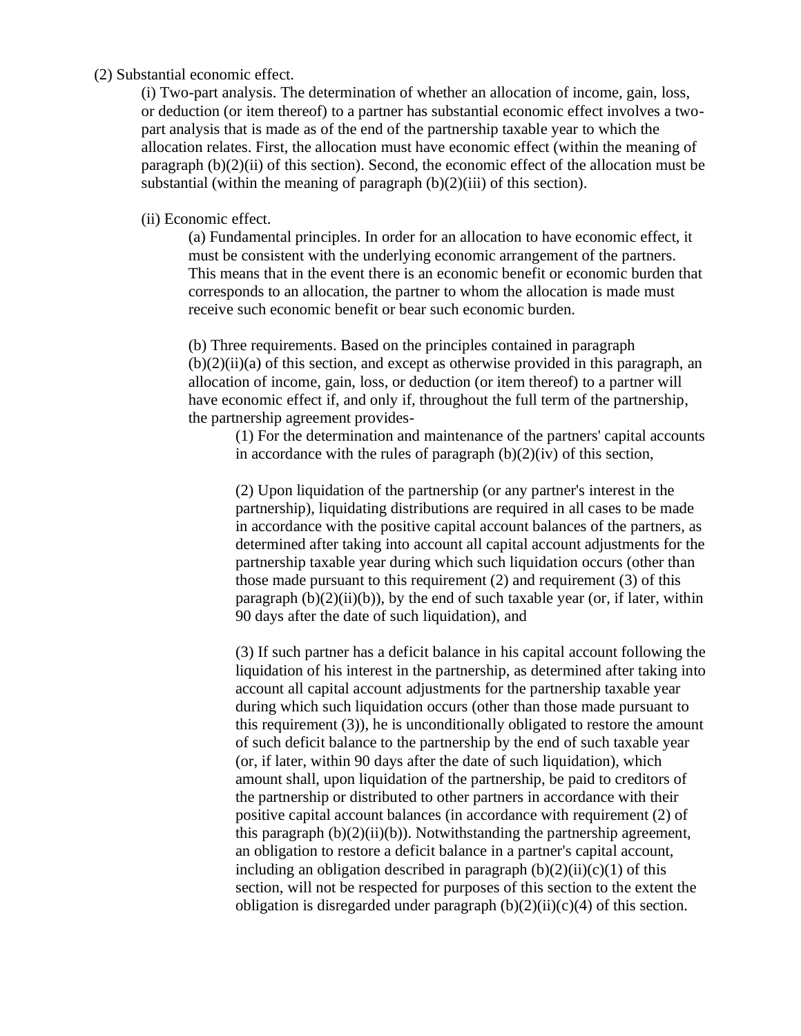(2) Substantial economic effect.

(i) Two-part analysis. The determination of whether an allocation of income, gain, loss, or deduction (or item thereof) to a partner has substantial economic effect involves a two-part analysis that is made as of the end of the partnership taxable year to which the allocation relates. First, the allocation must have economic effect (within the meaning of paragraph (b)(2)(ii) of this section). Second, the economic effect of the allocation must be substantial (within the meaning of paragraph (b)(2)(iii) of this section).

(ii) Economic effect.

(a) Fundamental principles. In order for an allocation to have economic effect, it must be consistent with the underlying economic arrangement of the partners. This means that in the event there is an economic benefit or economic burden that corresponds to an allocation, the partner to whom the allocation is made must receive such economic benefit or bear such economic burden.

(b) Three requirements. Based on the principles contained in paragraph (b)(2)(ii)(a) of this section, and except as otherwise provided in this paragraph, an allocation of income, gain, loss, or deduction (or item thereof) to a partner will have economic effect if, and only if, throughout the full term of the partnership, the partnership agreement provides-

(1) For the determination and maintenance of the partners' capital accounts in accordance with the rules of paragraph (b)(2)(iv) of this section,

(2) Upon liquidation of the partnership (or any partner's interest in the partnership), liquidating distributions are required in all cases to be made in accordance with the positive capital account balances of the partners, as determined after taking into account all capital account adjustments for the partnership taxable year during which such liquidation occurs (other than those made pursuant to this requirement (2) and requirement (3) of this paragraph (b)(2)(ii)(b)), by the end of such taxable year (or, if later, within 90 days after the date of such liquidation), and

(3) If such partner has a deficit balance in his capital account following the liquidation of his interest in the partnership, as determined after taking into account all capital account adjustments for the partnership taxable year during which such liquidation occurs (other than those made pursuant to this requirement (3)), he is unconditionally obligated to restore the amount of such deficit balance to the partnership by the end of such taxable year (or, if later, within 90 days after the date of such liquidation), which amount shall, upon liquidation of the partnership, be paid to creditors of the partnership or distributed to other partners in accordance with their positive capital account balances (in accordance with requirement (2) of this paragraph (b)(2)(ii)(b)). Notwithstanding the partnership agreement, an obligation to restore a deficit balance in a partner's capital account, including an obligation described in paragraph (b)(2)(ii)(c)(1) of this section, will not be respected for purposes of this section to the extent the obligation is disregarded under paragraph (b)(2)(ii)(c)(4) of this section.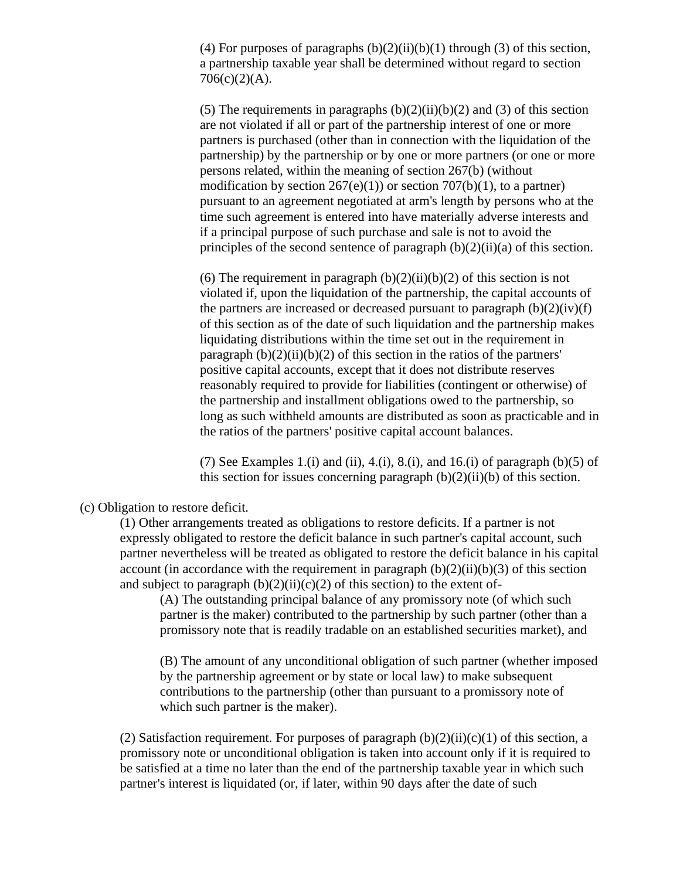(4) For purposes of paragraphs (b)(2)(ii)(b)(1) through (3) of this section, a partnership taxable year shall be determined without regard to section 706(c)(2)(A).

(5) The requirements in paragraphs (b)(2)(ii)(b)(2) and (3) of this section are not violated if all or part of the partnership interest of one or more partners is purchased (other than in connection with the liquidation of the partnership) by the partnership or by one or more partners (or one or more persons related, within the meaning of section 267(b) (without modification by section 267(e)(1)) or section 707(b)(1), to a partner) pursuant to an agreement negotiated at arm's length by persons who at the time such agreement is entered into have materially adverse interests and if a principal purpose of such purchase and sale is not to avoid the principles of the second sentence of paragraph (b)(2)(ii)(a) of this section.

(6) The requirement in paragraph (b)(2)(ii)(b)(2) of this section is not violated if, upon the liquidation of the partnership, the capital accounts of the partners are increased or decreased pursuant to paragraph (b)(2)(iv)(f) of this section as of the date of such liquidation and the partnership makes liquidating distributions within the time set out in the requirement in paragraph (b)(2)(ii)(b)(2) of this section in the ratios of the partners' positive capital accounts, except that it does not distribute reserves reasonably required to provide for liabilities (contingent or otherwise) of the partnership and installment obligations owed to the partnership, so long as such withheld amounts are distributed as soon as practicable and in the ratios of the partners' positive capital account balances.

(7) See Examples 1.(i) and (ii), 4.(i), 8.(i), and 16.(i) of paragraph (b)(5) of this section for issues concerning paragraph (b)(2)(ii)(b) of this section.

(c) Obligation to restore deficit.

(1) Other arrangements treated as obligations to restore deficits. If a partner is not expressly obligated to restore the deficit balance in such partner's capital account, such partner nevertheless will be treated as obligated to restore the deficit balance in his capital account (in accordance with the requirement in paragraph (b)(2)(ii)(b)(3) of this section and subject to paragraph (b)(2)(ii)(c)(2) of this section) to the extent of-

(A) The outstanding principal balance of any promissory note (of which such partner is the maker) contributed to the partnership by such partner (other than a promissory note that is readily tradable on an established securities market), and

(B) The amount of any unconditional obligation of such partner (whether imposed by the partnership agreement or by state or local law) to make subsequent contributions to the partnership (other than pursuant to a promissory note of which such partner is the maker).

(2) Satisfaction requirement. For purposes of paragraph (b)(2)(ii)(c)(1) of this section, a promissory note or unconditional obligation is taken into account only if it is required to be satisfied at a time no later than the end of the partnership taxable year in which such partner's interest is liquidated (or, if later, within 90 days after the date of such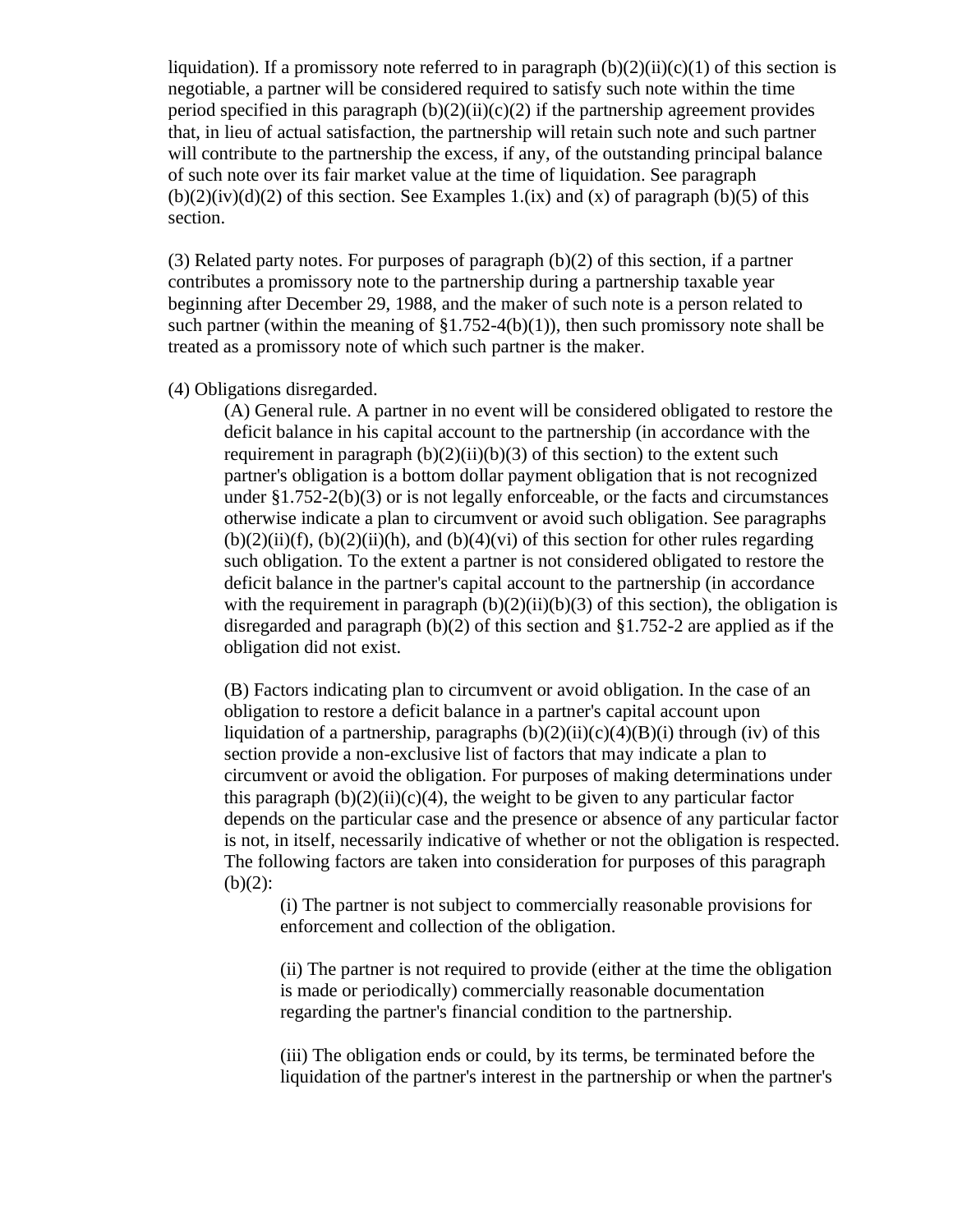liquidation). If a promissory note referred to in paragraph (b)(2)(ii)(c)(1) of this section is negotiable, a partner will be considered required to satisfy such note within the time period specified in this paragraph (b)(2)(ii)(c)(2) if the partnership agreement provides that, in lieu of actual satisfaction, the partnership will retain such note and such partner will contribute to the partnership the excess, if any, of the outstanding principal balance of such note over its fair market value at the time of liquidation. See paragraph (b)(2)(iv)(d)(2) of this section. See Examples 1.(ix) and (x) of paragraph (b)(5) of this section.

(3) Related party notes. For purposes of paragraph (b)(2) of this section, if a partner contributes a promissory note to the partnership during a partnership taxable year beginning after December 29, 1988, and the maker of such note is a person related to such partner (within the meaning of §1.752-4(b)(1)), then such promissory note shall be treated as a promissory note of which such partner is the maker.

(4) Obligations disregarded.

(A) General rule. A partner in no event will be considered obligated to restore the deficit balance in his capital account to the partnership (in accordance with the requirement in paragraph (b)(2)(ii)(b)(3) of this section) to the extent such partner's obligation is a bottom dollar payment obligation that is not recognized under §1.752-2(b)(3) or is not legally enforceable, or the facts and circumstances otherwise indicate a plan to circumvent or avoid such obligation. See paragraphs (b)(2)(ii)(f), (b)(2)(ii)(h), and (b)(4)(vi) of this section for other rules regarding such obligation. To the extent a partner is not considered obligated to restore the deficit balance in the partner's capital account to the partnership (in accordance with the requirement in paragraph (b)(2)(ii)(b)(3) of this section), the obligation is disregarded and paragraph (b)(2) of this section and §1.752-2 are applied as if the obligation did not exist.

(B) Factors indicating plan to circumvent or avoid obligation. In the case of an obligation to restore a deficit balance in a partner's capital account upon liquidation of a partnership, paragraphs (b)(2)(ii)(c)(4)(B)(i) through (iv) of this section provide a non-exclusive list of factors that may indicate a plan to circumvent or avoid the obligation. For purposes of making determinations under this paragraph (b)(2)(ii)(c)(4), the weight to be given to any particular factor depends on the particular case and the presence or absence of any particular factor is not, in itself, necessarily indicative of whether or not the obligation is respected. The following factors are taken into consideration for purposes of this paragraph (b)(2):

(i) The partner is not subject to commercially reasonable provisions for enforcement and collection of the obligation.

(ii) The partner is not required to provide (either at the time the obligation is made or periodically) commercially reasonable documentation regarding the partner's financial condition to the partnership.

(iii) The obligation ends or could, by its terms, be terminated before the liquidation of the partner's interest in the partnership or when the partner's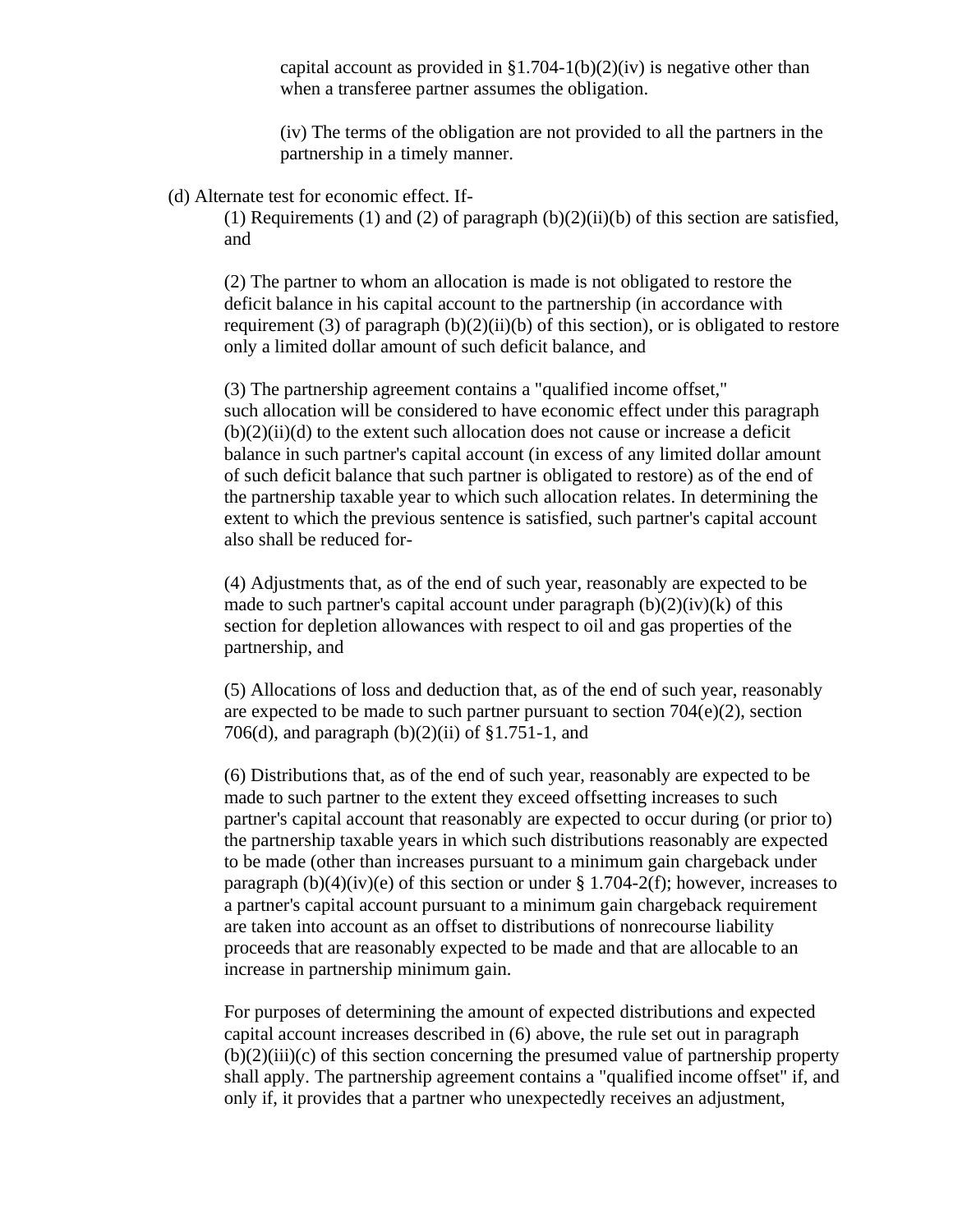capital account as provided in §1.704-1(b)(2)(iv) is negative other than when a transferee partner assumes the obligation.

(iv) The terms of the obligation are not provided to all the partners in the partnership in a timely manner.

(d) Alternate test for economic effect. If-

(1) Requirements (1) and (2) of paragraph (b)(2)(ii)(b) of this section are satisfied, and

(2) The partner to whom an allocation is made is not obligated to restore the deficit balance in his capital account to the partnership (in accordance with requirement (3) of paragraph (b)(2)(ii)(b) of this section), or is obligated to restore only a limited dollar amount of such deficit balance, and

(3) The partnership agreement contains a "qualified income offset," such allocation will be considered to have economic effect under this paragraph (b)(2)(ii)(d) to the extent such allocation does not cause or increase a deficit balance in such partner's capital account (in excess of any limited dollar amount of such deficit balance that such partner is obligated to restore) as of the end of the partnership taxable year to which such allocation relates. In determining the extent to which the previous sentence is satisfied, such partner's capital account also shall be reduced for-

(4) Adjustments that, as of the end of such year, reasonably are expected to be made to such partner's capital account under paragraph (b)(2)(iv)(k) of this section for depletion allowances with respect to oil and gas properties of the partnership, and

(5) Allocations of loss and deduction that, as of the end of such year, reasonably are expected to be made to such partner pursuant to section 704(e)(2), section 706(d), and paragraph (b)(2)(ii) of §1.751-1, and

(6) Distributions that, as of the end of such year, reasonably are expected to be made to such partner to the extent they exceed offsetting increases to such partner's capital account that reasonably are expected to occur during (or prior to) the partnership taxable years in which such distributions reasonably are expected to be made (other than increases pursuant to a minimum gain chargeback under paragraph (b)(4)(iv)(e) of this section or under § 1.704-2(f); however, increases to a partner's capital account pursuant to a minimum gain chargeback requirement are taken into account as an offset to distributions of nonrecourse liability proceeds that are reasonably expected to be made and that are allocable to an increase in partnership minimum gain.

For purposes of determining the amount of expected distributions and expected capital account increases described in (6) above, the rule set out in paragraph (b)(2)(iii)(c) of this section concerning the presumed value of partnership property shall apply. The partnership agreement contains a "qualified income offset" if, and only if, it provides that a partner who unexpectedly receives an adjustment,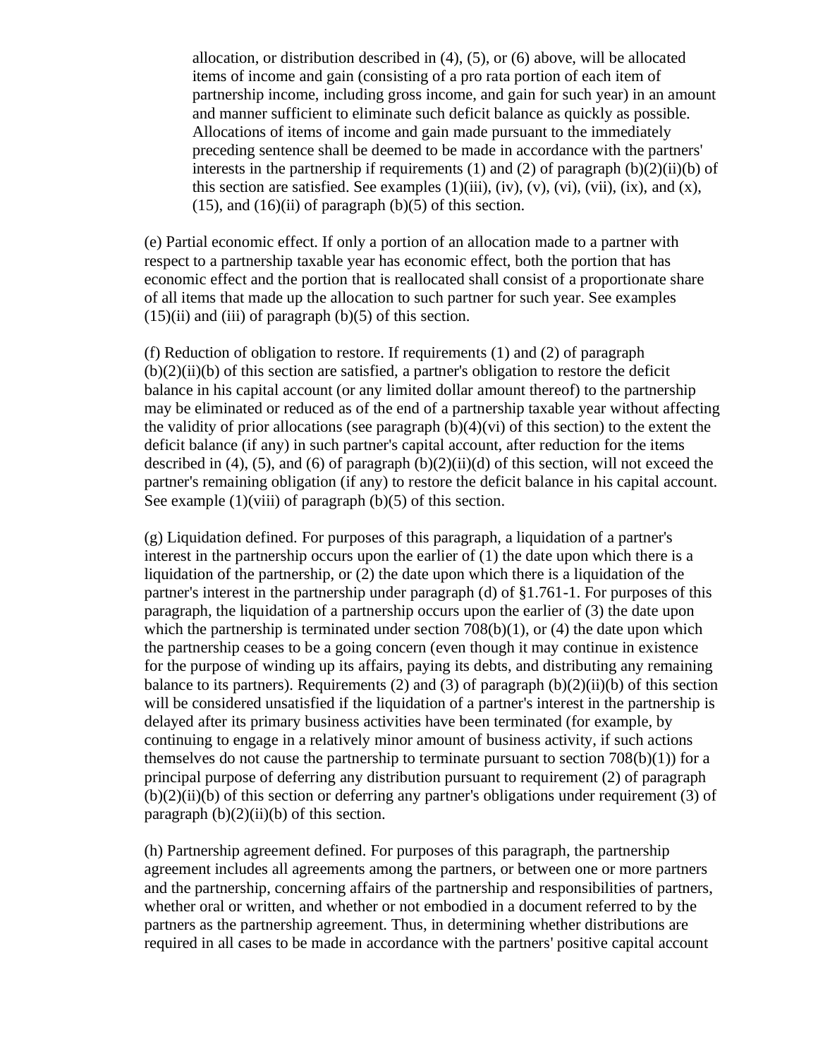allocation, or distribution described in (4), (5), or (6) above, will be allocated items of income and gain (consisting of a pro rata portion of each item of partnership income, including gross income, and gain for such year) in an amount and manner sufficient to eliminate such deficit balance as quickly as possible. Allocations of items of income and gain made pursuant to the immediately preceding sentence shall be deemed to be made in accordance with the partners' interests in the partnership if requirements (1) and (2) of paragraph (b)(2)(ii)(b) of this section are satisfied. See examples (1)(iii), (iv), (v), (vi), (vii), (ix), and (x), (15), and (16)(ii) of paragraph (b)(5) of this section.

(e) Partial economic effect. If only a portion of an allocation made to a partner with respect to a partnership taxable year has economic effect, both the portion that has economic effect and the portion that is reallocated shall consist of a proportionate share of all items that made up the allocation to such partner for such year. See examples (15)(ii) and (iii) of paragraph (b)(5) of this section.

(f) Reduction of obligation to restore. If requirements (1) and (2) of paragraph (b)(2)(ii)(b) of this section are satisfied, a partner's obligation to restore the deficit balance in his capital account (or any limited dollar amount thereof) to the partnership may be eliminated or reduced as of the end of a partnership taxable year without affecting the validity of prior allocations (see paragraph (b)(4)(vi) of this section) to the extent the deficit balance (if any) in such partner's capital account, after reduction for the items described in (4), (5), and (6) of paragraph (b)(2)(ii)(d) of this section, will not exceed the partner's remaining obligation (if any) to restore the deficit balance in his capital account. See example (1)(viii) of paragraph (b)(5) of this section.

(g) Liquidation defined. For purposes of this paragraph, a liquidation of a partner's interest in the partnership occurs upon the earlier of (1) the date upon which there is a liquidation of the partnership, or (2) the date upon which there is a liquidation of the partner's interest in the partnership under paragraph (d) of §1.761-1. For purposes of this paragraph, the liquidation of a partnership occurs upon the earlier of (3) the date upon which the partnership is terminated under section 708(b)(1), or (4) the date upon which the partnership ceases to be a going concern (even though it may continue in existence for the purpose of winding up its affairs, paying its debts, and distributing any remaining balance to its partners). Requirements (2) and (3) of paragraph (b)(2)(ii)(b) of this section will be considered unsatisfied if the liquidation of a partner's interest in the partnership is delayed after its primary business activities have been terminated (for example, by continuing to engage in a relatively minor amount of business activity, if such actions themselves do not cause the partnership to terminate pursuant to section 708(b)(1)) for a principal purpose of deferring any distribution pursuant to requirement (2) of paragraph (b)(2)(ii)(b) of this section or deferring any partner's obligations under requirement (3) of paragraph (b)(2)(ii)(b) of this section.

(h) Partnership agreement defined. For purposes of this paragraph, the partnership agreement includes all agreements among the partners, or between one or more partners and the partnership, concerning affairs of the partnership and responsibilities of partners, whether oral or written, and whether or not embodied in a document referred to by the partners as the partnership agreement. Thus, in determining whether distributions are required in all cases to be made in accordance with the partners' positive capital account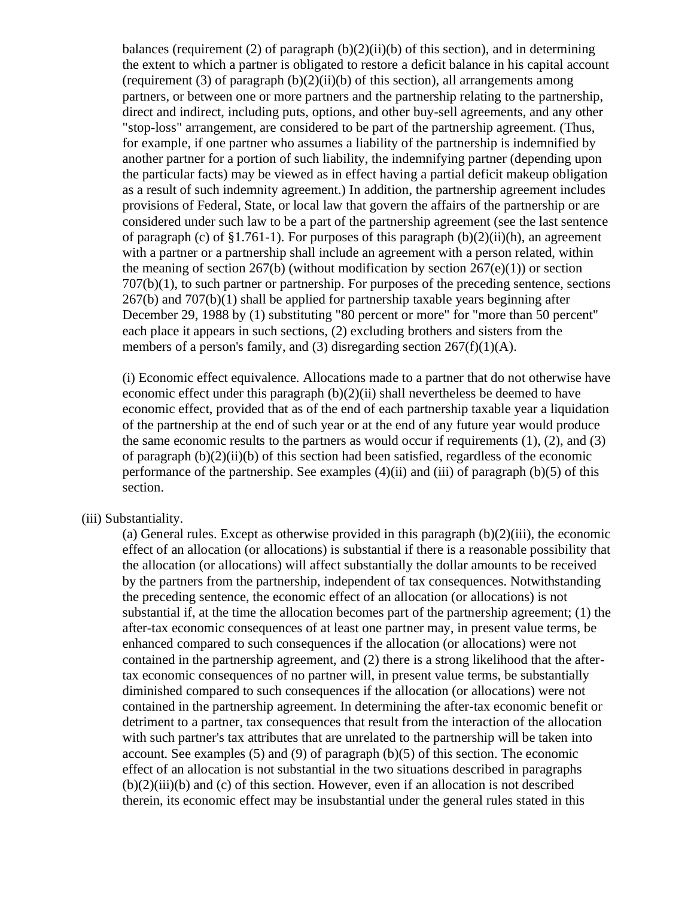balances (requirement (2) of paragraph (b)(2)(ii)(b) of this section), and in determining the extent to which a partner is obligated to restore a deficit balance in his capital account (requirement (3) of paragraph (b)(2)(ii)(b) of this section), all arrangements among partners, or between one or more partners and the partnership relating to the partnership, direct and indirect, including puts, options, and other buy-sell agreements, and any other "stop-loss" arrangement, are considered to be part of the partnership agreement. (Thus, for example, if one partner who assumes a liability of the partnership is indemnified by another partner for a portion of such liability, the indemnifying partner (depending upon the particular facts) may be viewed as in effect having a partial deficit makeup obligation as a result of such indemnity agreement.) In addition, the partnership agreement includes provisions of Federal, State, or local law that govern the affairs of the partnership or are considered under such law to be a part of the partnership agreement (see the last sentence of paragraph (c) of §1.761-1). For purposes of this paragraph (b)(2)(ii)(h), an agreement with a partner or a partnership shall include an agreement with a person related, within the meaning of section 267(b) (without modification by section 267(e)(1)) or section 707(b)(1), to such partner or partnership. For purposes of the preceding sentence, sections 267(b) and 707(b)(1) shall be applied for partnership taxable years beginning after December 29, 1988 by (1) substituting "80 percent or more" for "more than 50 percent" each place it appears in such sections, (2) excluding brothers and sisters from the members of a person's family, and (3) disregarding section 267(f)(1)(A).

(i) Economic effect equivalence. Allocations made to a partner that do not otherwise have economic effect under this paragraph (b)(2)(ii) shall nevertheless be deemed to have economic effect, provided that as of the end of each partnership taxable year a liquidation of the partnership at the end of such year or at the end of any future year would produce the same economic results to the partners as would occur if requirements (1), (2), and (3) of paragraph (b)(2)(ii)(b) of this section had been satisfied, regardless of the economic performance of the partnership. See examples (4)(ii) and (iii) of paragraph (b)(5) of this section.

(iii) Substantiality.

(a) General rules. Except as otherwise provided in this paragraph (b)(2)(iii), the economic effect of an allocation (or allocations) is substantial if there is a reasonable possibility that the allocation (or allocations) will affect substantially the dollar amounts to be received by the partners from the partnership, independent of tax consequences. Notwithstanding the preceding sentence, the economic effect of an allocation (or allocations) is not substantial if, at the time the allocation becomes part of the partnership agreement; (1) the after-tax economic consequences of at least one partner may, in present value terms, be enhanced compared to such consequences if the allocation (or allocations) were not contained in the partnership agreement, and (2) there is a strong likelihood that the after-tax economic consequences of no partner will, in present value terms, be substantially diminished compared to such consequences if the allocation (or allocations) were not contained in the partnership agreement. In determining the after-tax economic benefit or detriment to a partner, tax consequences that result from the interaction of the allocation with such partner's tax attributes that are unrelated to the partnership will be taken into account. See examples (5) and (9) of paragraph (b)(5) of this section. The economic effect of an allocation is not substantial in the two situations described in paragraphs (b)(2)(iii)(b) and (c) of this section. However, even if an allocation is not described therein, its economic effect may be insubstantial under the general rules stated in this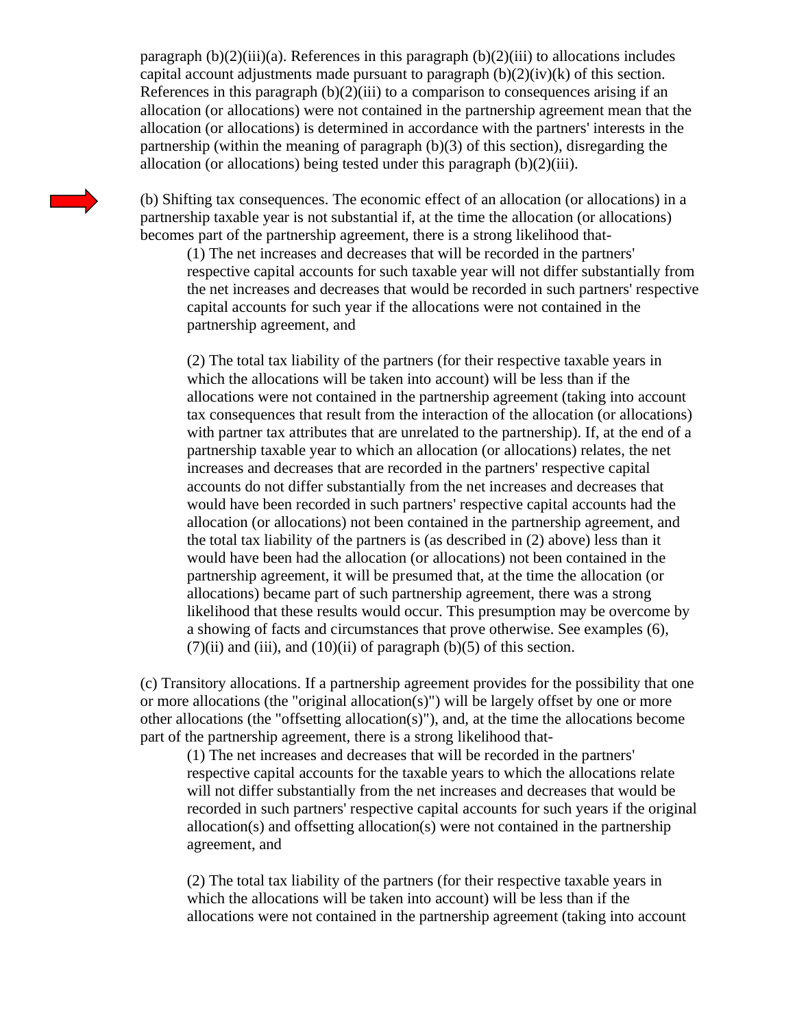paragraph (b)(2)(iii)(a). References in this paragraph (b)(2)(iii) to allocations includes capital account adjustments made pursuant to paragraph (b)(2)(iv)(k) of this section. References in this paragraph (b)(2)(iii) to a comparison to consequences arising if an allocation (or allocations) were not contained in the partnership agreement mean that the allocation (or allocations) is determined in accordance with the partners' interests in the partnership (within the meaning of paragraph (b)(3) of this section), disregarding the allocation (or allocations) being tested under this paragraph (b)(2)(iii).

(b) Shifting tax consequences. The economic effect of an allocation (or allocations) in a partnership taxable year is not substantial if, at the time the allocation (or allocations) becomes part of the partnership agreement, there is a strong likelihood that-

> (1) The net increases and decreases that will be recorded in the partners' respective capital accounts for such taxable year will not differ substantially from the net increases and decreases that would be recorded in such partners' respective capital accounts for such year if the allocations were not contained in the partnership agreement, and
>
> (2) The total tax liability of the partners (for their respective taxable years in which the allocations will be taken into account) will be less than if the allocations were not contained in the partnership agreement (taking into account tax consequences that result from the interaction of the allocation (or allocations) with partner tax attributes that are unrelated to the partnership). If, at the end of a partnership taxable year to which an allocation (or allocations) relates, the net increases and decreases that are recorded in the partners' respective capital accounts do not differ substantially from the net increases and decreases that would have been recorded in such partners' respective capital accounts had the allocation (or allocations) not been contained in the partnership agreement, and the total tax liability of the partners is (as described in (2) above) less than it would have been had the allocation (or allocations) not been contained in the partnership agreement, it will be presumed that, at the time the allocation (or allocations) became part of such partnership agreement, there was a strong likelihood that these results would occur. This presumption may be overcome by a showing of facts and circumstances that prove otherwise. See examples (6), (7)(ii) and (iii), and (10)(ii) of paragraph (b)(5) of this section.

(c) Transitory allocations. If a partnership agreement provides for the possibility that one or more allocations (the "original allocation(s)") will be largely offset by one or more other allocations (the "offsetting allocation(s)"), and, at the time the allocations become part of the partnership agreement, there is a strong likelihood that-

> (1) The net increases and decreases that will be recorded in the partners' respective capital accounts for the taxable years to which the allocations relate will not differ substantially from the net increases and decreases that would be recorded in such partners' respective capital accounts for such years if the original allocation(s) and offsetting allocation(s) were not contained in the partnership agreement, and
>
> (2) The total tax liability of the partners (for their respective taxable years in which the allocations will be taken into account) will be less than if the allocations were not contained in the partnership agreement (taking into account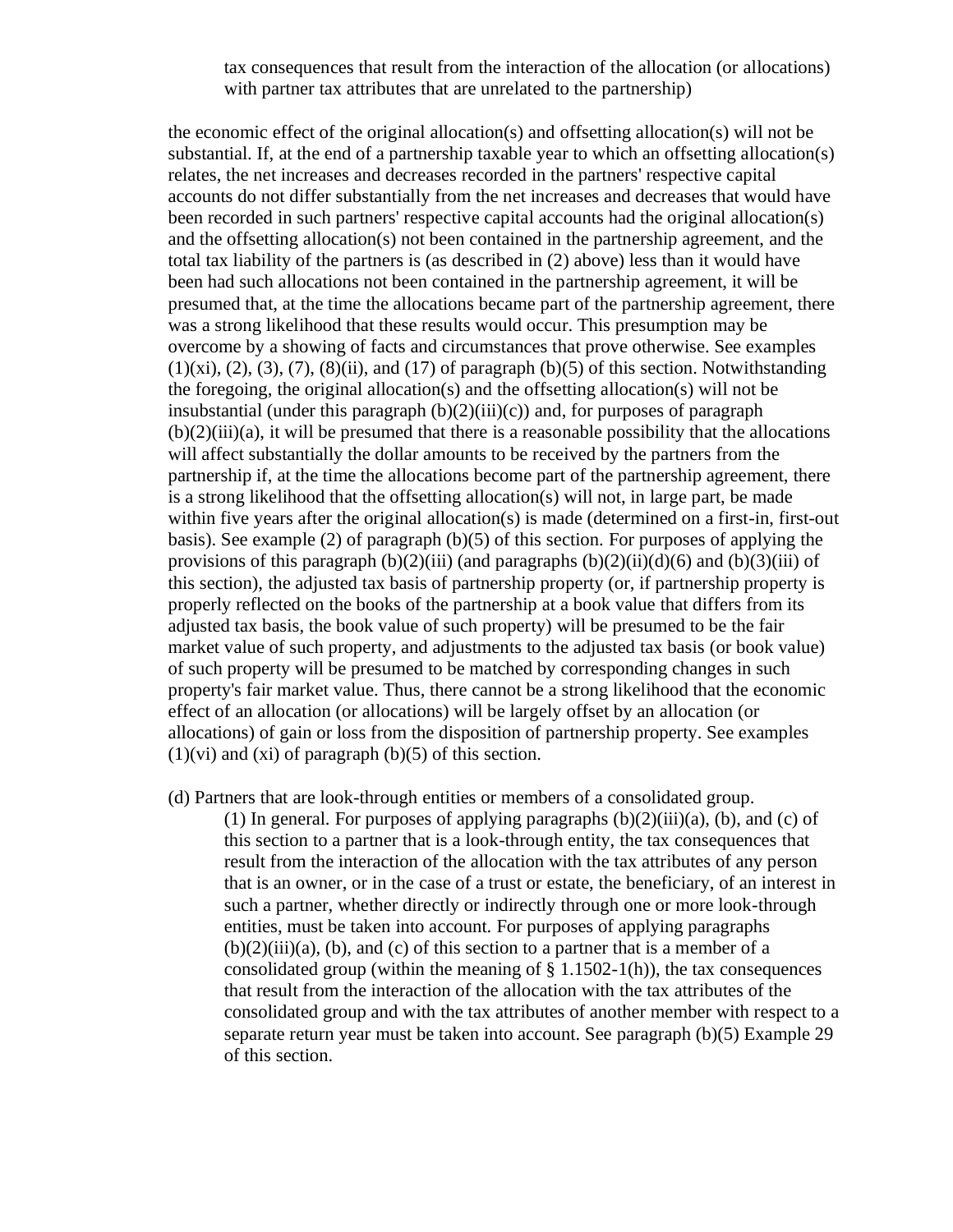tax consequences that result from the interaction of the allocation (or allocations) with partner tax attributes that are unrelated to the partnership)

the economic effect of the original allocation(s) and offsetting allocation(s) will not be substantial. If, at the end of a partnership taxable year to which an offsetting allocation(s) relates, the net increases and decreases recorded in the partners' respective capital accounts do not differ substantially from the net increases and decreases that would have been recorded in such partners' respective capital accounts had the original allocation(s) and the offsetting allocation(s) not been contained in the partnership agreement, and the total tax liability of the partners is (as described in (2) above) less than it would have been had such allocations not been contained in the partnership agreement, it will be presumed that, at the time the allocations became part of the partnership agreement, there was a strong likelihood that these results would occur. This presumption may be overcome by a showing of facts and circumstances that prove otherwise. See examples (1)(xi), (2), (3), (7), (8)(ii), and (17) of paragraph (b)(5) of this section. Notwithstanding the foregoing, the original allocation(s) and the offsetting allocation(s) will not be insubstantial (under this paragraph (b)(2)(iii)(c)) and, for purposes of paragraph (b)(2)(iii)(a), it will be presumed that there is a reasonable possibility that the allocations will affect substantially the dollar amounts to be received by the partners from the partnership if, at the time the allocations become part of the partnership agreement, there is a strong likelihood that the offsetting allocation(s) will not, in large part, be made within five years after the original allocation(s) is made (determined on a first-in, first-out basis). See example (2) of paragraph (b)(5) of this section. For purposes of applying the provisions of this paragraph (b)(2)(iii) (and paragraphs (b)(2)(ii)(d)(6) and (b)(3)(iii) of this section), the adjusted tax basis of partnership property (or, if partnership property is properly reflected on the books of the partnership at a book value that differs from its adjusted tax basis, the book value of such property) will be presumed to be the fair market value of such property, and adjustments to the adjusted tax basis (or book value) of such property will be presumed to be matched by corresponding changes in such property's fair market value. Thus, there cannot be a strong likelihood that the economic effect of an allocation (or allocations) will be largely offset by an allocation (or allocations) of gain or loss from the disposition of partnership property. See examples (1)(vi) and (xi) of paragraph (b)(5) of this section.

(d) Partners that are look-through entities or members of a consolidated group.

(1) In general. For purposes of applying paragraphs (b)(2)(iii)(a), (b), and (c) of this section to a partner that is a look-through entity, the tax consequences that result from the interaction of the allocation with the tax attributes of any person that is an owner, or in the case of a trust or estate, the beneficiary, of an interest in such a partner, whether directly or indirectly through one or more look-through entities, must be taken into account. For purposes of applying paragraphs (b)(2)(iii)(a), (b), and (c) of this section to a partner that is a member of a consolidated group (within the meaning of § 1.1502-1(h)), the tax consequences that result from the interaction of the allocation with the tax attributes of the consolidated group and with the tax attributes of another member with respect to a separate return year must be taken into account. See paragraph (b)(5) Example 29 of this section.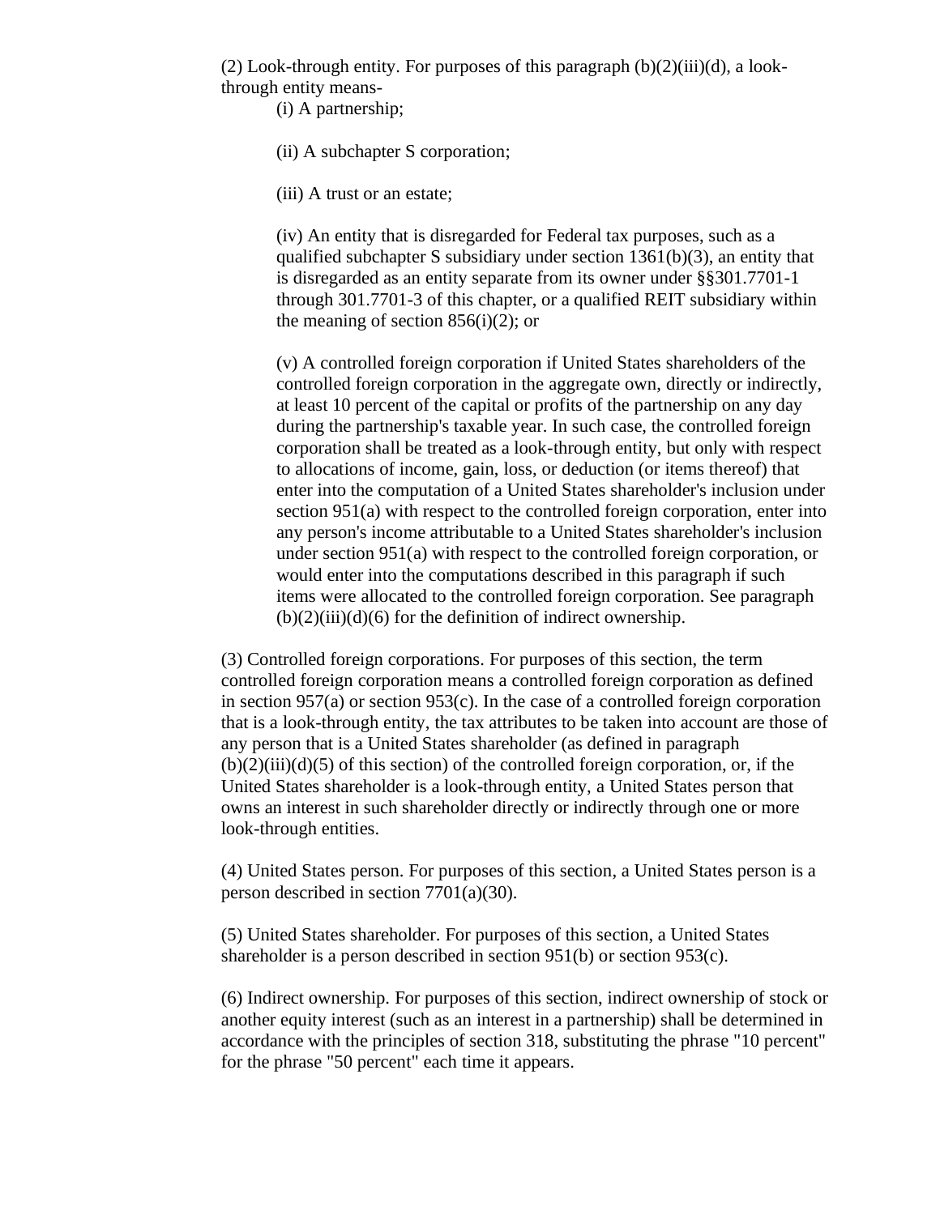(2) Look-through entity. For purposes of this paragraph (b)(2)(iii)(d), a look-through entity means-

(i) A partnership;

(ii) A subchapter S corporation;

(iii) A trust or an estate;

(iv) An entity that is disregarded for Federal tax purposes, such as a qualified subchapter S subsidiary under section 1361(b)(3), an entity that is disregarded as an entity separate from its owner under §§301.7701-1 through 301.7701-3 of this chapter, or a qualified REIT subsidiary within the meaning of section 856(i)(2); or

(v) A controlled foreign corporation if United States shareholders of the controlled foreign corporation in the aggregate own, directly or indirectly, at least 10 percent of the capital or profits of the partnership on any day during the partnership's taxable year. In such case, the controlled foreign corporation shall be treated as a look-through entity, but only with respect to allocations of income, gain, loss, or deduction (or items thereof) that enter into the computation of a United States shareholder's inclusion under section 951(a) with respect to the controlled foreign corporation, enter into any person's income attributable to a United States shareholder's inclusion under section 951(a) with respect to the controlled foreign corporation, or would enter into the computations described in this paragraph if such items were allocated to the controlled foreign corporation. See paragraph (b)(2)(iii)(d)(6) for the definition of indirect ownership.

(3) Controlled foreign corporations. For purposes of this section, the term controlled foreign corporation means a controlled foreign corporation as defined in section 957(a) or section 953(c). In the case of a controlled foreign corporation that is a look-through entity, the tax attributes to be taken into account are those of any person that is a United States shareholder (as defined in paragraph (b)(2)(iii)(d)(5) of this section) of the controlled foreign corporation, or, if the United States shareholder is a look-through entity, a United States person that owns an interest in such shareholder directly or indirectly through one or more look-through entities.

(4) United States person. For purposes of this section, a United States person is a person described in section 7701(a)(30).

(5) United States shareholder. For purposes of this section, a United States shareholder is a person described in section 951(b) or section 953(c).

(6) Indirect ownership. For purposes of this section, indirect ownership of stock or another equity interest (such as an interest in a partnership) shall be determined in accordance with the principles of section 318, substituting the phrase "10 percent" for the phrase "50 percent" each time it appears.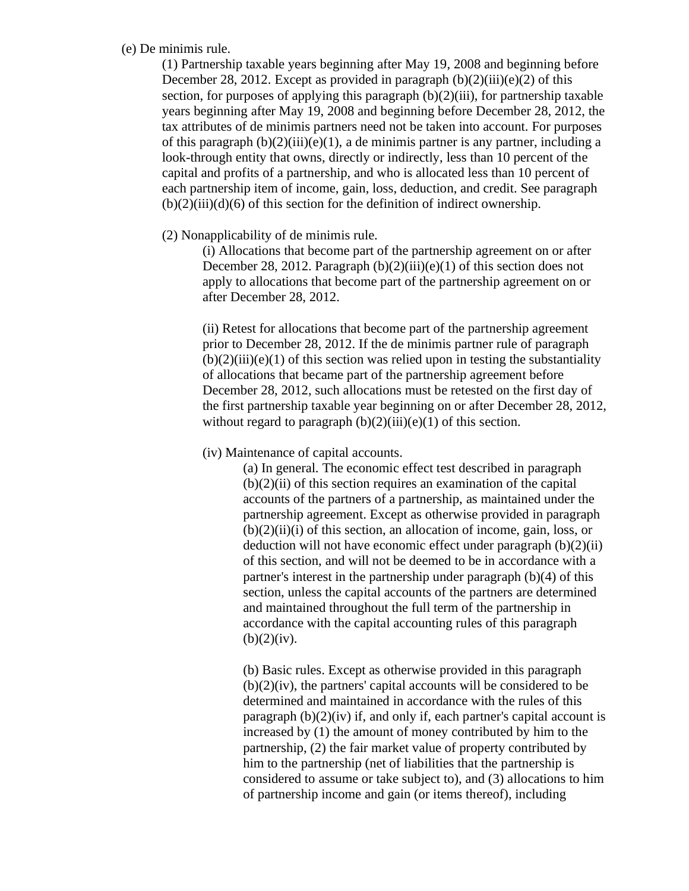(e) De minimis rule.

(1) Partnership taxable years beginning after May 19, 2008 and beginning before December 28, 2012. Except as provided in paragraph (b)(2)(iii)(e)(2) of this section, for purposes of applying this paragraph (b)(2)(iii), for partnership taxable years beginning after May 19, 2008 and beginning before December 28, 2012, the tax attributes of de minimis partners need not be taken into account. For purposes of this paragraph (b)(2)(iii)(e)(1), a de minimis partner is any partner, including a look-through entity that owns, directly or indirectly, less than 10 percent of the capital and profits of a partnership, and who is allocated less than 10 percent of each partnership item of income, gain, loss, deduction, and credit. See paragraph (b)(2)(iii)(d)(6) of this section for the definition of indirect ownership.

(2) Nonapplicability of de minimis rule.

(i) Allocations that become part of the partnership agreement on or after December 28, 2012. Paragraph (b)(2)(iii)(e)(1) of this section does not apply to allocations that become part of the partnership agreement on or after December 28, 2012.

(ii) Retest for allocations that become part of the partnership agreement prior to December 28, 2012. If the de minimis partner rule of paragraph (b)(2)(iii)(e)(1) of this section was relied upon in testing the substantiality of allocations that became part of the partnership agreement before December 28, 2012, such allocations must be retested on the first day of the first partnership taxable year beginning on or after December 28, 2012, without regard to paragraph (b)(2)(iii)(e)(1) of this section.

(iv) Maintenance of capital accounts.

(a) In general. The economic effect test described in paragraph (b)(2)(ii) of this section requires an examination of the capital accounts of the partners of a partnership, as maintained under the partnership agreement. Except as otherwise provided in paragraph (b)(2)(ii)(i) of this section, an allocation of income, gain, loss, or deduction will not have economic effect under paragraph (b)(2)(ii) of this section, and will not be deemed to be in accordance with a partner's interest in the partnership under paragraph (b)(4) of this section, unless the capital accounts of the partners are determined and maintained throughout the full term of the partnership in accordance with the capital accounting rules of this paragraph (b)(2)(iv).

(b) Basic rules. Except as otherwise provided in this paragraph (b)(2)(iv), the partners' capital accounts will be considered to be determined and maintained in accordance with the rules of this paragraph (b)(2)(iv) if, and only if, each partner's capital account is increased by (1) the amount of money contributed by him to the partnership, (2) the fair market value of property contributed by him to the partnership (net of liabilities that the partnership is considered to assume or take subject to), and (3) allocations to him of partnership income and gain (or items thereof), including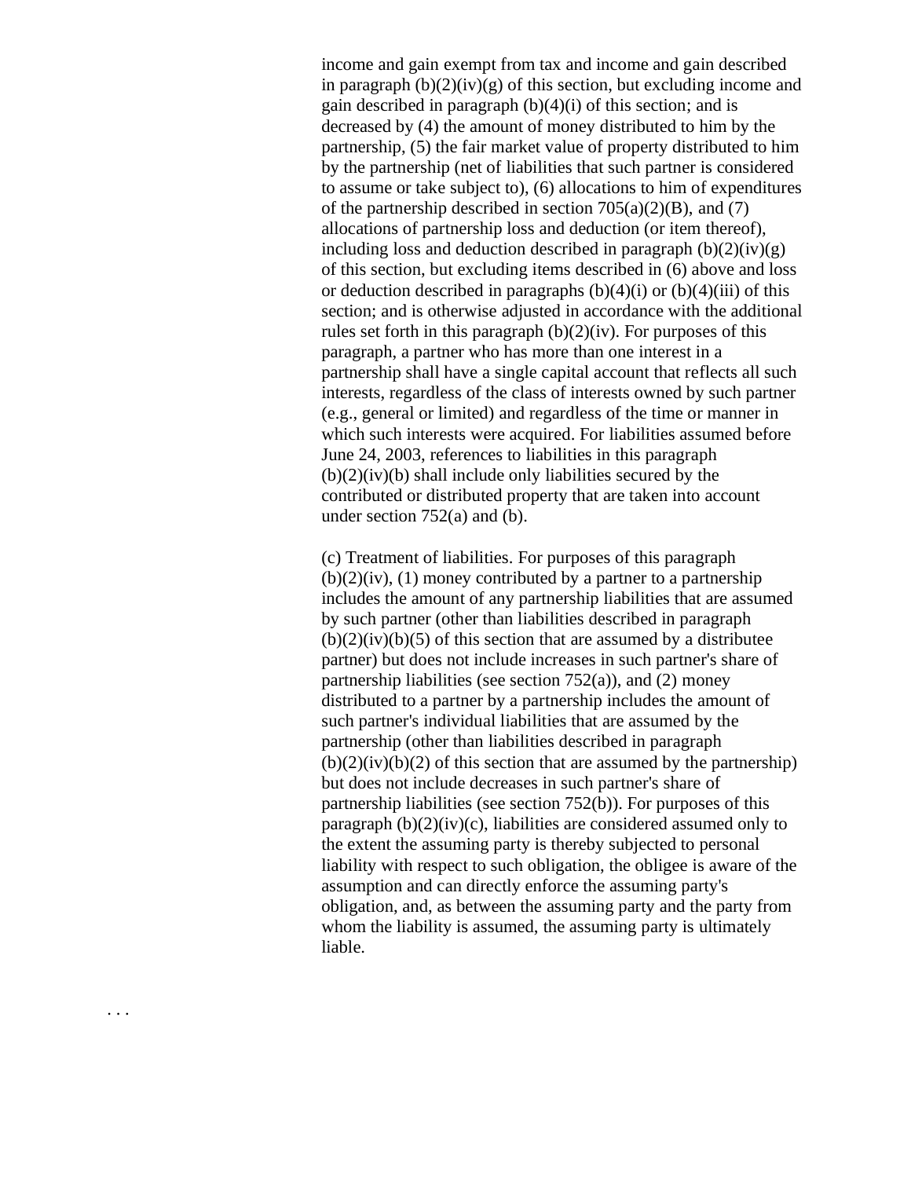income and gain exempt from tax and income and gain described in paragraph (b)(2)(iv)(g) of this section, but excluding income and gain described in paragraph (b)(4)(i) of this section; and is decreased by (4) the amount of money distributed to him by the partnership, (5) the fair market value of property distributed to him by the partnership (net of liabilities that such partner is considered to assume or take subject to), (6) allocations to him of expenditures of the partnership described in section 705(a)(2)(B), and (7) allocations of partnership loss and deduction (or item thereof), including loss and deduction described in paragraph (b)(2)(iv)(g) of this section, but excluding items described in (6) above and loss or deduction described in paragraphs (b)(4)(i) or (b)(4)(iii) of this section; and is otherwise adjusted in accordance with the additional rules set forth in this paragraph (b)(2)(iv). For purposes of this paragraph, a partner who has more than one interest in a partnership shall have a single capital account that reflects all such interests, regardless of the class of interests owned by such partner (e.g., general or limited) and regardless of the time or manner in which such interests were acquired. For liabilities assumed before June 24, 2003, references to liabilities in this paragraph (b)(2)(iv)(b) shall include only liabilities secured by the contributed or distributed property that are taken into account under section 752(a) and (b).

(c) Treatment of liabilities. For purposes of this paragraph (b)(2)(iv), (1) money contributed by a partner to a partnership includes the amount of any partnership liabilities that are assumed by such partner (other than liabilities described in paragraph (b)(2)(iv)(b)(5) of this section that are assumed by a distributee partner) but does not include increases in such partner's share of partnership liabilities (see section 752(a)), and (2) money distributed to a partner by a partnership includes the amount of such partner's individual liabilities that are assumed by the partnership (other than liabilities described in paragraph (b)(2)(iv)(b)(2) of this section that are assumed by the partnership) but does not include decreases in such partner's share of partnership liabilities (see section 752(b)). For purposes of this paragraph (b)(2)(iv)(c), liabilities are considered assumed only to the extent the assuming party is thereby subjected to personal liability with respect to such obligation, the obligee is aware of the assumption and can directly enforce the assuming party's obligation, and, as between the assuming party and the party from whom the liability is assumed, the assuming party is ultimately liable.

. . .